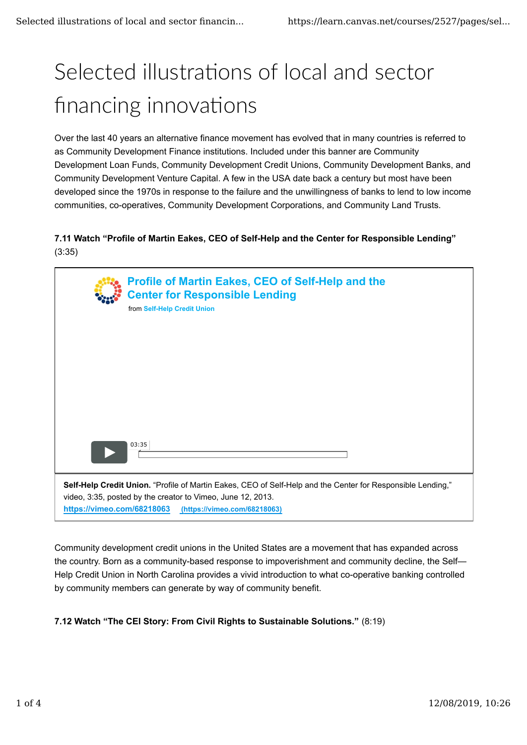# Selected illustrations of local and sector financing innovations

Over the last 40 years an alternative finance movement has evolved that in many countries is referred to as Community Development Finance institutions. Included under this banner are Community Development Loan Funds, Community Development Credit Unions, Community Development Banks, and Community Development Venture Capital. A few in the USA date back a century but most have been developed since the 1970s in response to the failure and the unwillingness of banks to lend to low income communities, co-operatives, Community Development Corporations, and Community Land Trusts.

**7.11 Watch "Profile of Martin Eakes, CEO of Self-Help and the Center for Responsible Lending"** (3:35)

Profile of Martin Eakes, CEO of Self-Help and the Center for Responsible Lending

from Self-Help Credit Union

03:35

**Self-Help Credit Union.** "Profile of Martin Eakes, CEO of Self-Help and the Center for Responsible Lending," video, 3:35, posted by the creator to Vimeo, June 12, 2013.
https://vimeo.com/68218063 (https://vimeo.com/68218063)

Community development credit unions in the United States are a movement that has expanded across the country. Born as a community-based response to impoverishment and community decline, the Self—Help Credit Union in North Carolina provides a vivid introduction to what co-operative banking controlled by community members can generate by way of community benefit.

**7.12 Watch "The CEI Story: From Civil Rights to Sustainable Solutions."** (8:19)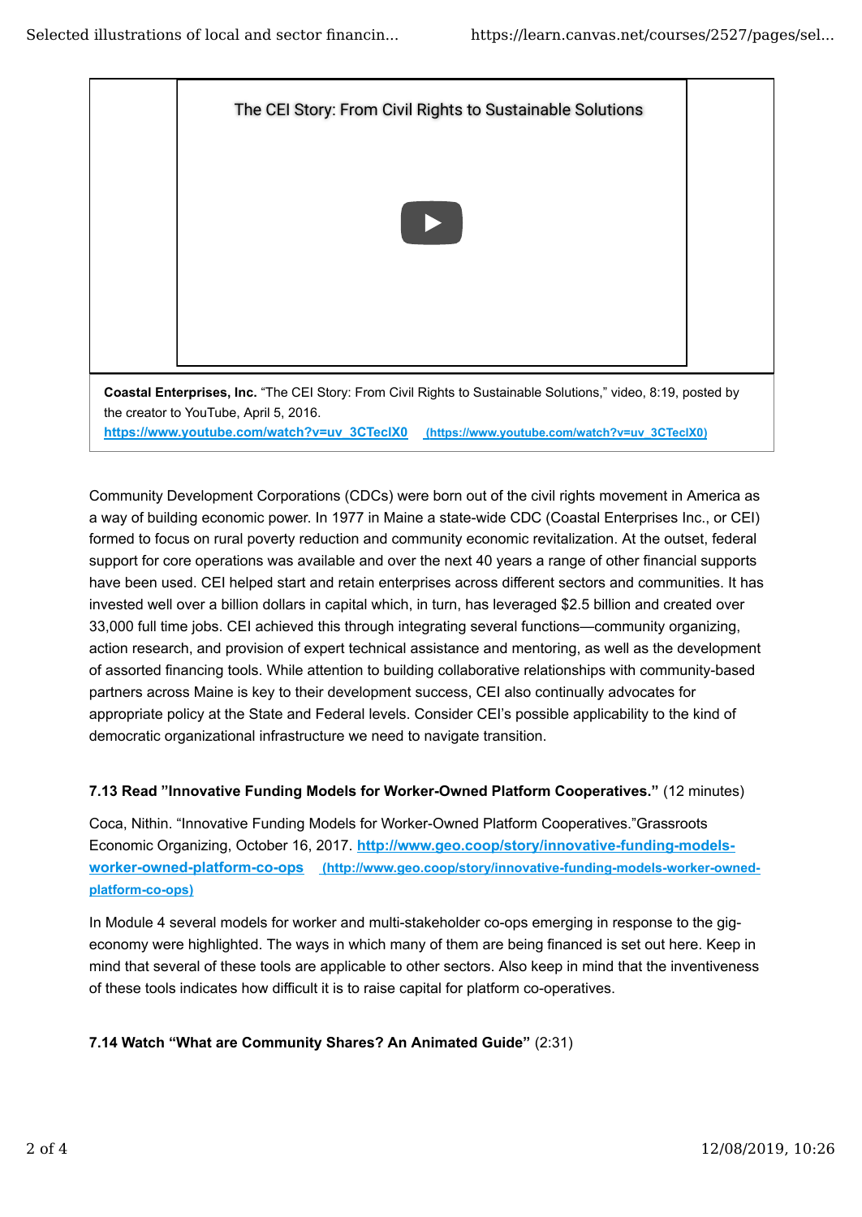The CEI Story: From Civil Rights to Sustainable Solutions

**Coastal Enterprises, Inc.** "The CEI Story: From Civil Rights to Sustainable Solutions," video, 8:19, posted by the creator to YouTube, April 5, 2016. **https://www.youtube.com/watch?v=uv_3CTeclX0** (https://www.youtube.com/watch?v=uv_3CTeclX0)

Community Development Corporations (CDCs) were born out of the civil rights movement in America as a way of building economic power. In 1977 in Maine a state-wide CDC (Coastal Enterprises Inc., or CEI) formed to focus on rural poverty reduction and community economic revitalization. At the outset, federal support for core operations was available and over the next 40 years a range of other financial supports have been used. CEI helped start and retain enterprises across different sectors and communities. It has invested well over a billion dollars in capital which, in turn, has leveraged $2.5 billion and created over 33,000 full time jobs. CEI achieved this through integrating several functions—community organizing, action research, and provision of expert technical assistance and mentoring, as well as the development of assorted financing tools. While attention to building collaborative relationships with community-based partners across Maine is key to their development success, CEI also continually advocates for appropriate policy at the State and Federal levels. Consider CEI's possible applicability to the kind of democratic organizational infrastructure we need to navigate transition.

**7.13 Read "Innovative Funding Models for Worker-Owned Platform Cooperatives."** (12 minutes)

Coca, Nithin. "Innovative Funding Models for Worker-Owned Platform Cooperatives."Grassroots Economic Organizing, October 16, 2017. **http://www.geo.coop/story/innovative-funding-models-worker-owned-platform-co-ops** (http://www.geo.coop/story/innovative-funding-models-worker-owned-platform-co-ops)

In Module 4 several models for worker and multi-stakeholder co-ops emerging in response to the gig-economy were highlighted. The ways in which many of them are being financed is set out here. Keep in mind that several of these tools are applicable to other sectors. Also keep in mind that the inventiveness of these tools indicates how difficult it is to raise capital for platform co-operatives.

**7.14 Watch "What are Community Shares? An Animated Guide"** (2:31)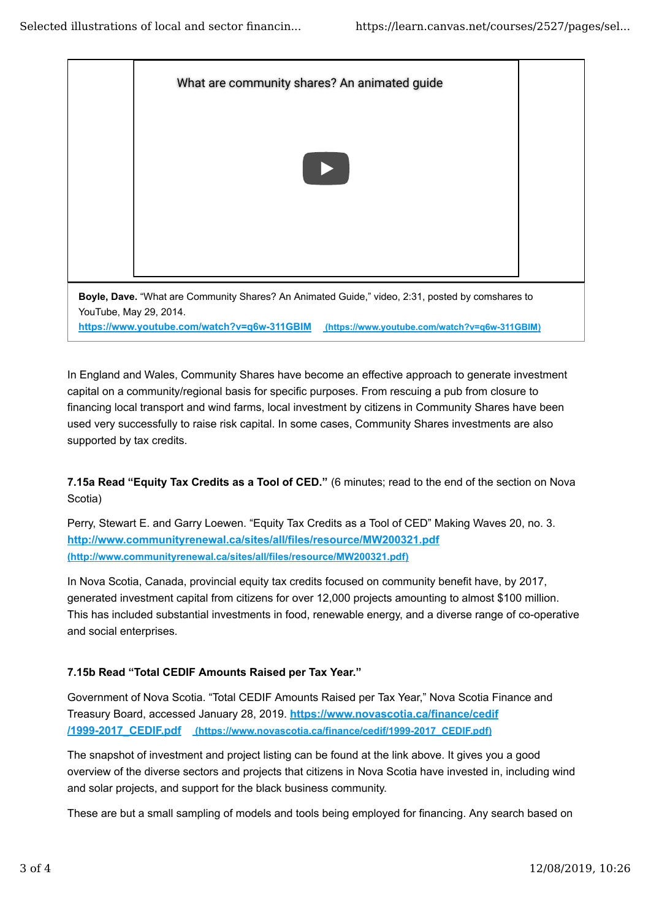What are community shares? An animated guide

**Boyle, Dave.** "What are Community Shares? An Animated Guide," video, 2:31, posted by comshares to YouTube, May 29, 2014. https://www.youtube.com/watch?v=q6w-311GBIM (https://www.youtube.com/watch?v=q6w-311GBIM)

In England and Wales, Community Shares have become an effective approach to generate investment capital on a community/regional basis for specific purposes. From rescuing a pub from closure to financing local transport and wind farms, local investment by citizens in Community Shares have been used very successfully to raise risk capital. In some cases, Community Shares investments are also supported by tax credits.

**7.15a Read "Equity Tax Credits as a Tool of CED."** (6 minutes; read to the end of the section on Nova Scotia)

Perry, Stewart E. and Garry Loewen. "Equity Tax Credits as a Tool of CED" Making Waves 20, no. 3. http://www.communityrenewal.ca/sites/all/files/resource/MW200321.pdf (http://www.communityrenewal.ca/sites/all/files/resource/MW200321.pdf)

In Nova Scotia, Canada, provincial equity tax credits focused on community benefit have, by 2017, generated investment capital from citizens for over 12,000 projects amounting to almost $100 million. This has included substantial investments in food, renewable energy, and a diverse range of co-operative and social enterprises.

**7.15b Read "Total CEDIF Amounts Raised per Tax Year."**

Government of Nova Scotia. "Total CEDIF Amounts Raised per Tax Year," Nova Scotia Finance and Treasury Board, accessed January 28, 2019. https://www.novascotia.ca/finance/cedif/1999-2017_CEDIF.pdf (https://www.novascotia.ca/finance/cedif/1999-2017_CEDIF.pdf)

The snapshot of investment and project listing can be found at the link above. It gives you a good overview of the diverse sectors and projects that citizens in Nova Scotia have invested in, including wind and solar projects, and support for the black business community.

These are but a small sampling of models and tools being employed for financing. Any search based on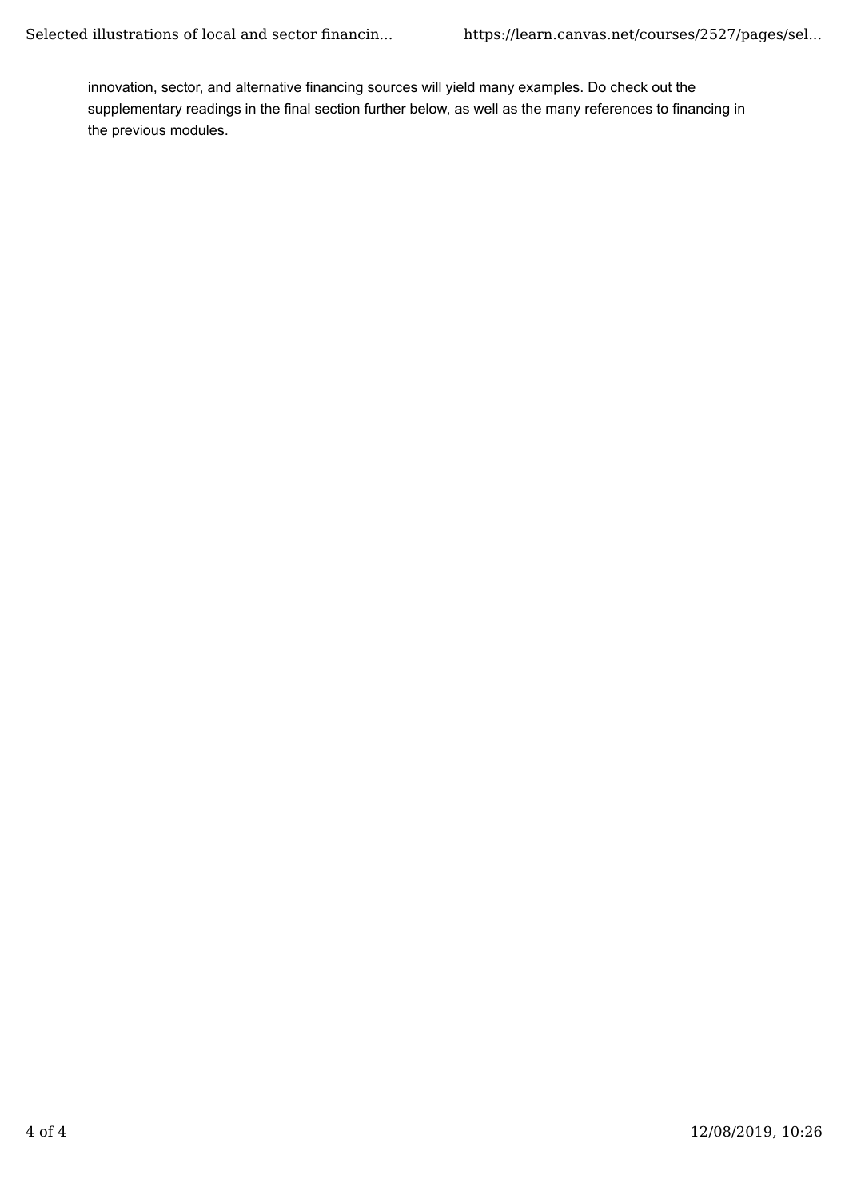innovation, sector, and alternative financing sources will yield many examples. Do check out the supplementary readings in the final section further below, as well as the many references to financing in the previous modules.